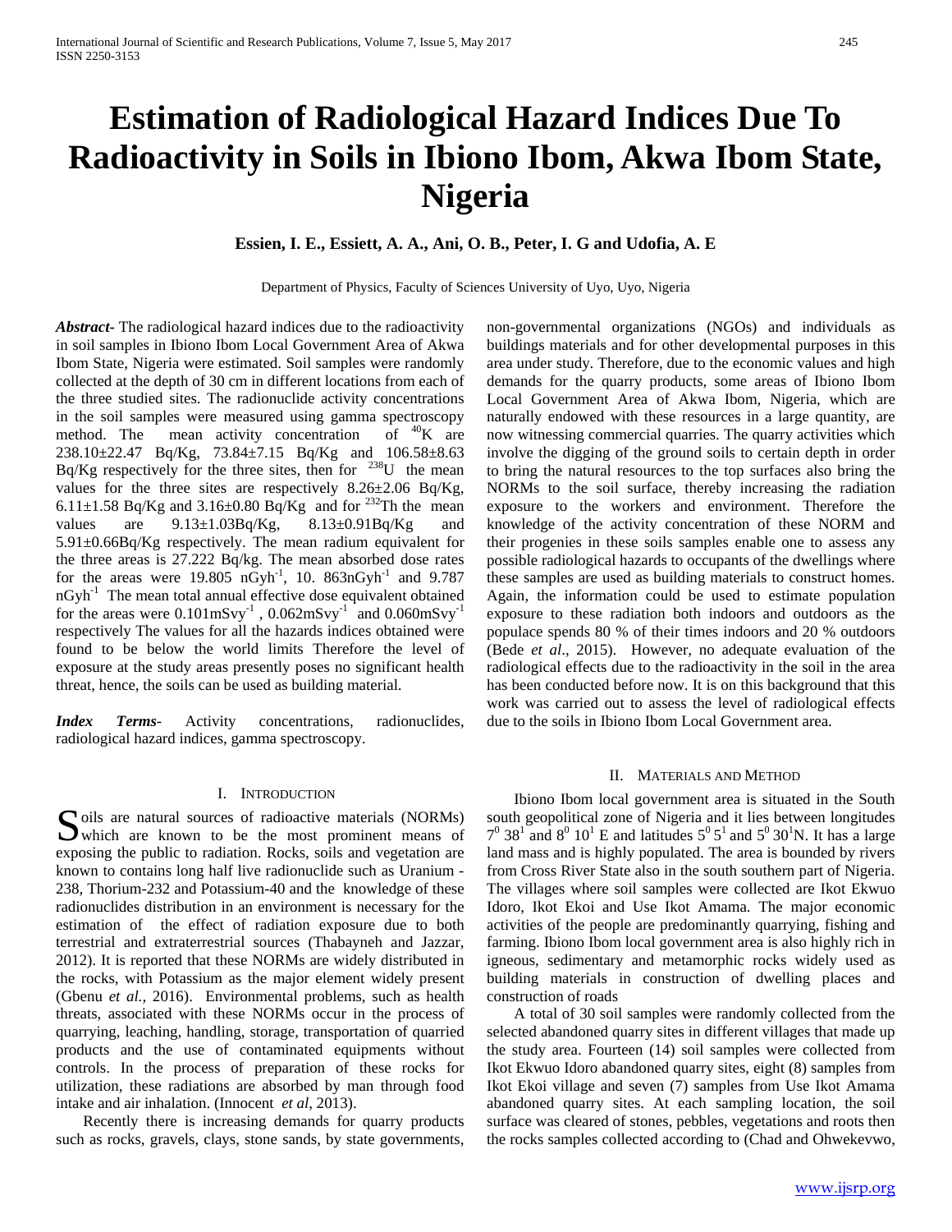# Estimation of Radiological Hazard Indices Due To Radioactivity in Soils in Ibiono Ibom, Akwa Ibom State, Nigeria

**Essien, I. E., Essiett, A. A., Ani, O. B., Peter, I. G and Udofia, A. E**

Department of Physics, Faculty of Sciences University of Uyo, Uyo, Nigeria

***Abstract*-** The radiological hazard indices due to the radioactivity in soil samples in Ibiono Ibom Local Government Area of Akwa Ibom State, Nigeria were estimated. Soil samples were randomly collected at the depth of 30 cm in different locations from each of the three studied sites. The radionuclide activity concentrations in the soil samples were measured using gamma spectroscopy method. The mean activity concentration of $^{40}$K are 238.10±22.47 Bq/Kg, 73.84±7.15 Bq/Kg and 106.58±8.63 Bq/Kg respectively for the three sites, then for $^{238}$U the mean values for the three sites are respectively 8.26±2.06 Bq/Kg, 6.11±1.58 Bq/Kg and 3.16±0.80 Bq/Kg and for $^{232}$Th the mean values are 9.13±1.03Bq/Kg, 8.13±0.91Bq/Kg and 5.91±0.66Bq/Kg respectively. The mean radium equivalent for the three areas is 27.222 Bq/kg. The mean absorbed dose rates for the areas were 19.805 nGyh$^{-1}$, 10. 863nGyh$^{-1}$ and 9.787 nGyh$^{-1}$ The mean total annual effective dose equivalent obtained for the areas were 0.101mSvy$^{-1}$ , 0.062mSvy$^{-1}$ and 0.060mSvy$^{-1}$ respectively The values for all the hazards indices obtained were found to be below the world limits Therefore the level of exposure at the study areas presently poses no significant health threat, hence, the soils can be used as building material.

***Index Terms*-** Activity concentrations, radionuclides, radiological hazard indices, gamma spectroscopy.

## I. Introduction

Soils are natural sources of radioactive materials (NORMs) which are known to be the most prominent means of exposing the public to radiation. Rocks, soils and vegetation are known to contains long half live radionuclide such as Uranium -238, Thorium-232 and Potassium-40 and the knowledge of these radionuclides distribution in an environment is necessary for the estimation of the effect of radiation exposure due to both terrestrial and extraterrestrial sources (Thabayneh and Jazzar, 2012). It is reported that these NORMs are widely distributed in the rocks, with Potassium as the major element widely present (Gbenu *et al.*, 2016). Environmental problems, such as health threats, associated with these NORMs occur in the process of quarrying, leaching, handling, storage, transportation of quarried products and the use of contaminated equipments without controls. In the process of preparation of these rocks for utilization, these radiations are absorbed by man through food intake and air inhalation. (Innocent *et al*, 2013).

Recently there is increasing demands for quarry products such as rocks, gravels, clays, stone sands, by state governments, non-governmental organizations (NGOs) and individuals as buildings materials and for other developmental purposes in this area under study. Therefore, due to the economic values and high demands for the quarry products, some areas of Ibiono Ibom Local Government Area of Akwa Ibom, Nigeria, which are naturally endowed with these resources in a large quantity, are now witnessing commercial quarries. The quarry activities which involve the digging of the ground soils to certain depth in order to bring the natural resources to the top surfaces also bring the NORMs to the soil surface, thereby increasing the radiation exposure to the workers and environment. Therefore the knowledge of the activity concentration of these NORM and their progenies in these soils samples enable one to assess any possible radiological hazards to occupants of the dwellings where these samples are used as building materials to construct homes. Again, the information could be used to estimate population exposure to these radiation both indoors and outdoors as the populace spends 80 % of their times indoors and 20 % outdoors (Bede *et al*., 2015). However, no adequate evaluation of the radiological effects due to the radioactivity in the soil in the area has been conducted before now. It is on this background that this work was carried out to assess the level of radiological effects due to the soils in Ibiono Ibom Local Government area.

## II. Materials and Method

Ibiono Ibom local government area is situated in the South south geopolitical zone of Nigeria and it lies between longitudes $7^0$ $38^1$ and $8^0$ $10^1$ E and latitudes $5^0$ $5^1$ and $5^0$ $30^1$N. It has a large land mass and is highly populated. The area is bounded by rivers from Cross River State also in the south southern part of Nigeria. The villages where soil samples were collected are Ikot Ekwuo Idoro, Ikot Ekoi and Use Ikot Amama. The major economic activities of the people are predominantly quarrying, fishing and farming. Ibiono Ibom local government area is also highly rich in igneous, sedimentary and metamorphic rocks widely used as building materials in construction of dwelling places and construction of roads

A total of 30 soil samples were randomly collected from the selected abandoned quarry sites in different villages that made up the study area. Fourteen (14) soil samples were collected from Ikot Ekwuo Idoro abandoned quarry sites, eight (8) samples from Ikot Ekoi village and seven (7) samples from Use Ikot Amama abandoned quarry sites. At each sampling location, the soil surface was cleared of stones, pebbles, vegetations and roots then the rocks samples collected according to (Chad and Ohwekevwo,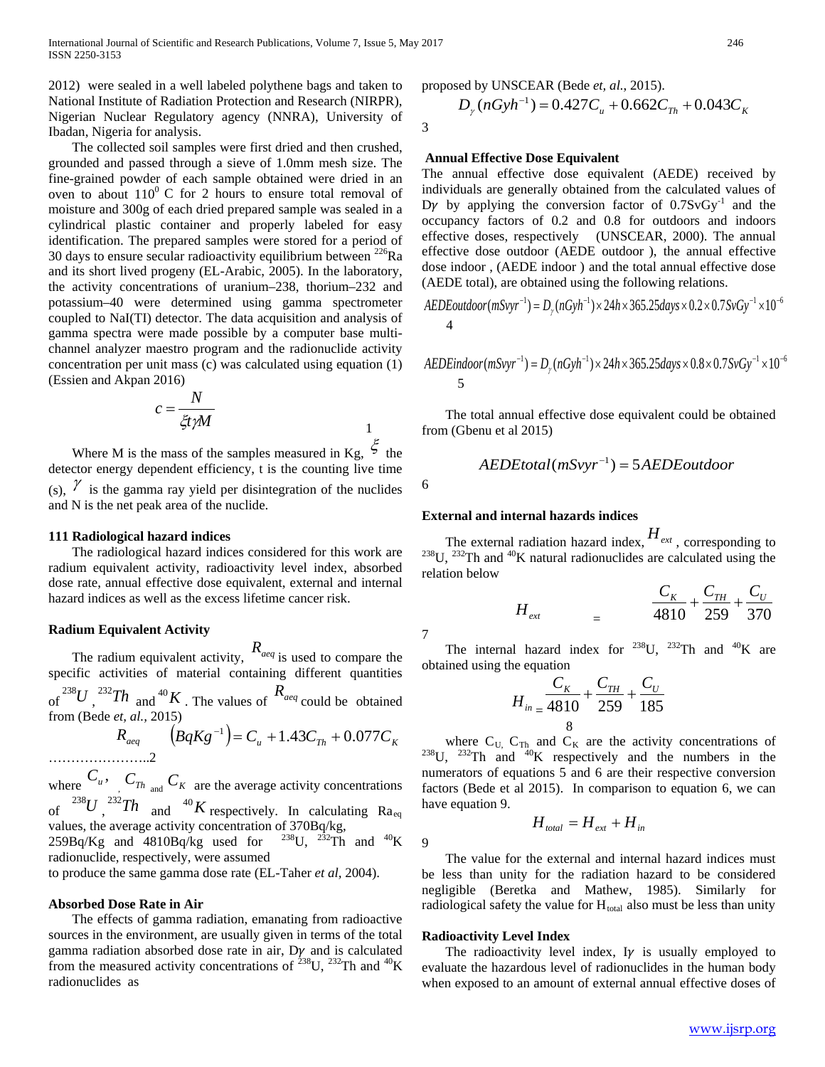2012) were sealed in a well labeled polythene bags and taken to National Institute of Radiation Protection and Research (NIRPR), Nigerian Nuclear Regulatory agency (NNRA), University of Ibadan, Nigeria for analysis.

The collected soil samples were first dried and then crushed, grounded and passed through a sieve of 1.0mm mesh size. The fine-grained powder of each sample obtained were dried in an oven to about $110^0$ C for 2 hours to ensure total removal of moisture and 300g of each dried prepared sample was sealed in a cylindrical plastic container and properly labeled for easy identification. The prepared samples were stored for a period of 30 days to ensure secular radioactivity equilibrium between $^{226}$Ra and its short lived progeny (EL-Arabic, 2005). In the laboratory, the activity concentrations of uranium–238, thorium–232 and potassium–40 were determined using gamma spectrometer coupled to NaI(TI) detector. The data acquisition and analysis of gamma spectra were made possible by a computer base multi-channel analyzer maestro program and the radionuclide activity concentration per unit mass (c) was calculated using equation (1) (Essien and Akpan 2016)

$$c = \frac{N}{\xi t \gamma M} \quad 1$$

Where M is the mass of the samples measured in Kg, $\xi$ the detector energy dependent efficiency, t is the counting live time (s), $\gamma$ is the gamma ray yield per disintegration of the nuclides and N is the net peak area of the nuclide.

### 111 Radiological hazard indices

The radiological hazard indices considered for this work are radium equivalent activity, radioactivity level index, absorbed dose rate, annual effective dose equivalent, external and internal hazard indices as well as the excess lifetime cancer risk.

### Radium Equivalent Activity

The radium equivalent activity, $R_{aeq}$ is used to compare the specific activities of material containing different quantities of $^{238}U$, $^{232}Th$ and $^{40}K$. The values of $R_{aeq}$ could be obtained from (Bede *et, al.,* 2015)

$$R_{aeq} \quad \left(BqKg^{-1}\right) = C_u + 1.43C_{Th} + 0.077C_K \quad ……………………..2$$

where $C_u$, $C_{Th}$ and $C_K$ are the average activity concentrations of $^{238}U$, $^{232}Th$ and $^{40}K$ respectively. In calculating $Ra_{eq}$ values, the average activity concentration of 370Bq/kg, 259Bq/Kg and 4810Bq/kg used for $^{238}$U, $^{232}$Th and $^{40}$K radionuclide, respectively, were assumed to produce the same gamma dose rate (EL-Taher *et al*, 2004).

### Absorbed Dose Rate in Air

The effects of gamma radiation, emanating from radioactive sources in the environment, are usually given in terms of the total gamma radiation absorbed dose rate in air, D$\gamma$ and is calculated from the measured activity concentrations of $^{238}$U, $^{232}$Th and $^{40}$K radionuclides as proposed by UNSCEAR (Bede *et, al.,* 2015).

$$D_\gamma (nGyh^{-1}) = 0.427C_u + 0.662C_{Th} + 0.043C_K \quad 3$$

### Annual Effective Dose Equivalent

The annual effective dose equivalent (AEDE) received by individuals are generally obtained from the calculated values of D$\gamma$ by applying the conversion factor of 0.7SvGy$^{-1}$ and the occupancy factors of 0.2 and 0.8 for outdoors and indoors effective doses, respectively (UNSCEAR, 2000). The annual effective dose outdoor (AEDE outdoor ), the annual effective dose indoor , (AEDE indoor ) and the total annual effective dose (AEDE total), are obtained using the following relations.

$$AEDEoutdoor(mSvyr^{-1}) = D_\gamma(nGyh^{-1}) \times 24h \times 365.25days \times 0.2 \times 0.7SvGy^{-1} \times 10^{-6} \quad 4$$

$$AEDEindoor(mSvyr^{-1}) = D_\gamma(nGyh^{-1}) \times 24h \times 365.25days \times 0.8 \times 0.7SvGy^{-1} \times 10^{-6} \quad 5$$

The total annual effective dose equivalent could be obtained from (Gbenu et al 2015)

$$AEDEtotal(mSvyr^{-1}) = 5AEDEoutdoor \quad 6$$

### External and internal hazards indices

The external radiation hazard index, $H_{ext}$, corresponding to $^{238}$U, $^{232}$Th and $^{40}$K natural radionuclides are calculated using the relation below

$$H_{ext} = \frac{C_K}{4810} + \frac{C_{TH}}{259} + \frac{C_U}{370} \quad 7$$

The internal hazard index for $^{238}$U, $^{232}$Th and $^{40}$K are obtained using the equation

$$H_{in} = \frac{C_K}{4810} + \frac{C_{TH}}{259} + \frac{C_U}{185} \quad 8$$

where $C_U$, $C_{Th}$ and $C_K$ are the activity concentrations of $^{238}$U, $^{232}$Th and $^{40}$K respectively and the numbers in the numerators of equations 5 and 6 are their respective conversion factors (Bede et al 2015). In comparison to equation 6, we can have equation 9.

$$H_{total} = H_{ext} + H_{in} \quad 9$$

The value for the external and internal hazard indices must be less than unity for the radiation hazard to be considered negligible (Beretka and Mathew, 1985). Similarly for radiological safety the value for $H_{total}$ also must be less than unity

### Radioactivity Level Index

The radioactivity level index, I$\gamma$ is usually employed to evaluate the hazardous level of radionuclides in the human body when exposed to an amount of external annual effective doses of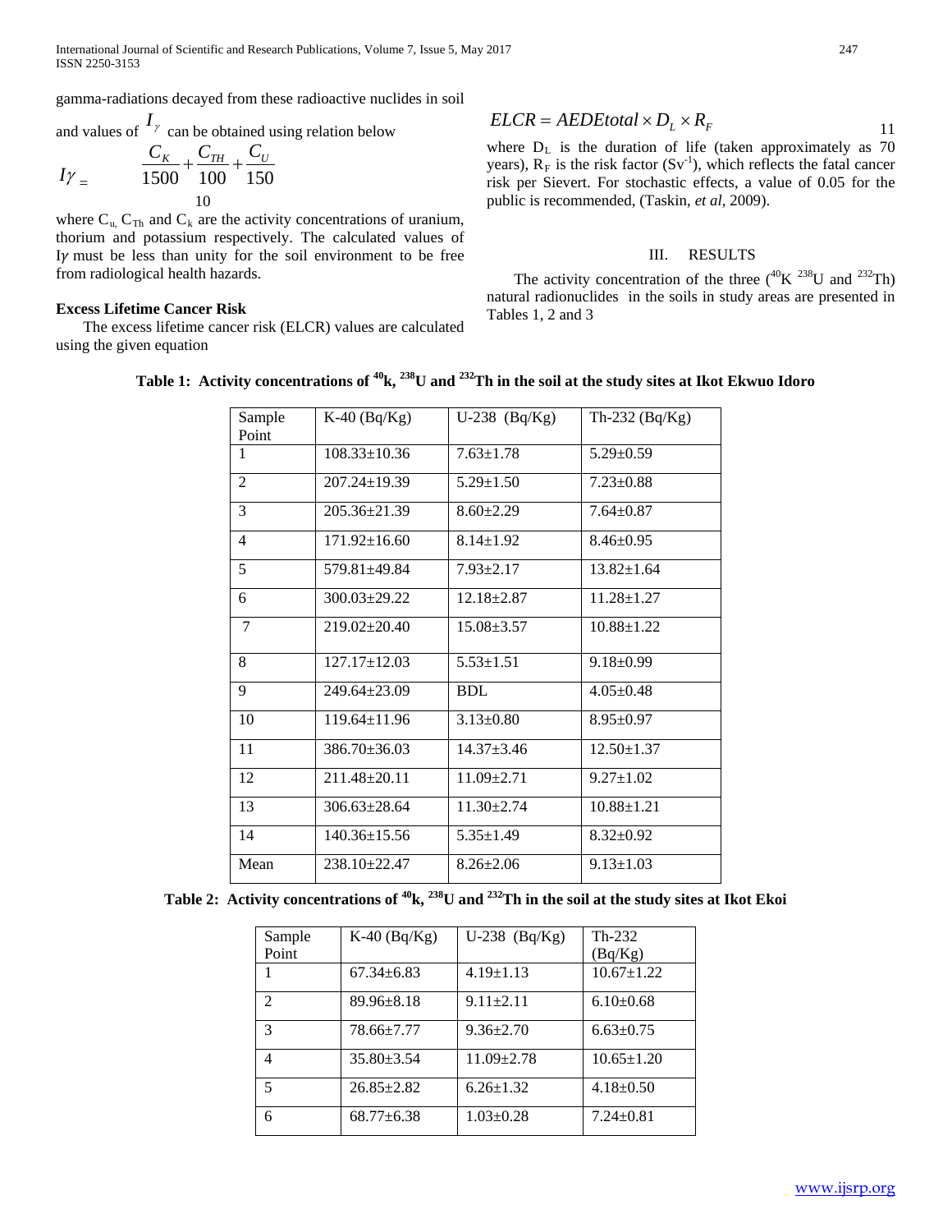gamma-radiations decayed from these radioactive nuclides in soil and values of $I_\gamma$ can be obtained using relation below

$$I\gamma = \frac{C_K}{1500} + \frac{C_{TH}}{100} + \frac{C_U}{150} \quad (10)$$

where $C_u$, $C_{Th}$ and $C_k$ are the activity concentrations of uranium, thorium and potassium respectively. The calculated values of $I\gamma$ must be less than unity for the soil environment to be free from radiological health hazards.

**Excess Lifetime Cancer Risk**

The excess lifetime cancer risk (ELCR) values are calculated using the given equation

$$ELCR = AEDEtotal \times D_L \times R_F \quad (11)$$

where $D_L$ is the duration of life (taken approximately as 70 years), $R_F$ is the risk factor ($Sv^{-1}$), which reflects the fatal cancer risk per Sievert. For stochastic effects, a value of 0.05 for the public is recommended, (Taskin, *et al*, 2009).

## III. RESULTS

The activity concentration of the three ($^{40}K$ $^{238}U$ and $^{232}Th$) natural radionuclides in the soils in study areas are presented in Tables 1, 2 and 3

**Table 1: Activity concentrations of $^{40}k$, $^{238}U$ and $^{232}Th$ in the soil at the study sites at Ikot Ekwuo Idoro**

| Sample Point | K-40 (Bq/Kg) | U-238 (Bq/Kg) | Th-232 (Bq/Kg) |
|---|---|---|---|
| 1 | 108.33±10.36 | 7.63±1.78 | 5.29±0.59 |
| 2 | 207.24±19.39 | 5.29±1.50 | 7.23±0.88 |
| 3 | 205.36±21.39 | 8.60±2.29 | 7.64±0.87 |
| 4 | 171.92±16.60 | 8.14±1.92 | 8.46±0.95 |
| 5 | 579.81±49.84 | 7.93±2.17 | 13.82±1.64 |
| 6 | 300.03±29.22 | 12.18±2.87 | 11.28±1.27 |
| 7 | 219.02±20.40 | 15.08±3.57 | 10.88±1.22 |
| 8 | 127.17±12.03 | 5.53±1.51 | 9.18±0.99 |
| 9 | 249.64±23.09 | BDL | 4.05±0.48 |
| 10 | 119.64±11.96 | 3.13±0.80 | 8.95±0.97 |
| 11 | 386.70±36.03 | 14.37±3.46 | 12.50±1.37 |
| 12 | 211.48±20.11 | 11.09±2.71 | 9.27±1.02 |
| 13 | 306.63±28.64 | 11.30±2.74 | 10.88±1.21 |
| 14 | 140.36±15.56 | 5.35±1.49 | 8.32±0.92 |
| Mean | 238.10±22.47 | 8.26±2.06 | 9.13±1.03 |

**Table 2: Activity concentrations of $^{40}k$, $^{238}U$ and $^{232}Th$ in the soil at the study sites at Ikot Ekoi**

| Sample Point | K-40 (Bq/Kg) | U-238 (Bq/Kg) | Th-232 (Bq/Kg) |
|---|---|---|---|
| 1 | 67.34±6.83 | 4.19±1.13 | 10.67±1.22 |
| 2 | 89.96±8.18 | 9.11±2.11 | 6.10±0.68 |
| 3 | 78.66±7.77 | 9.36±2.70 | 6.63±0.75 |
| 4 | 35.80±3.54 | 11.09±2.78 | 10.65±1.20 |
| 5 | 26.85±2.82 | 6.26±1.32 | 4.18±0.50 |
| 6 | 68.77±6.38 | 1.03±0.28 | 7.24±0.81 |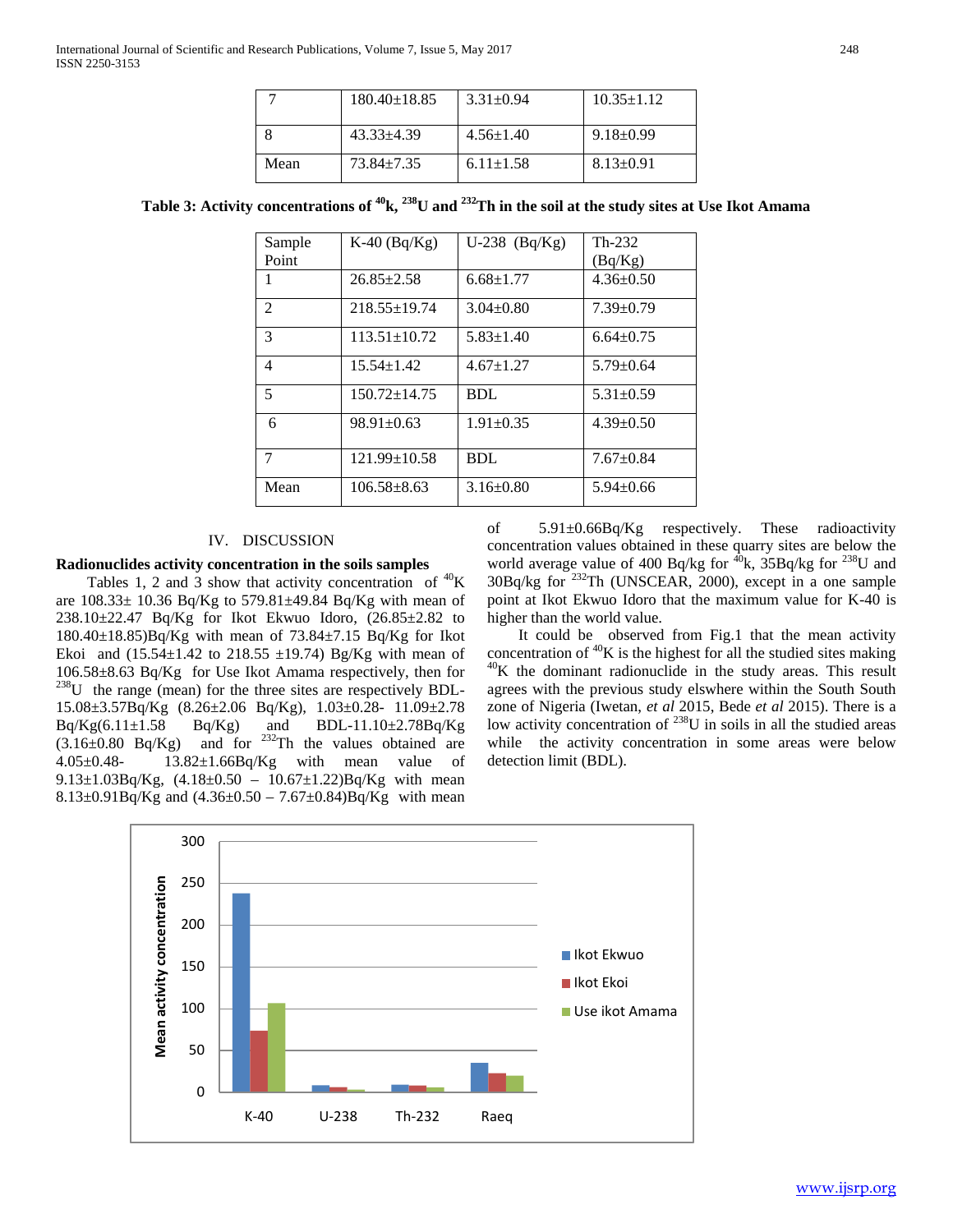| 7 | 180.40±18.85 | 3.31±0.94 | 10.35±1.12 |
|---|---|---|---|
| 8 | 43.33±4.39 | 4.56±1.40 | 9.18±0.99 |
| Mean | 73.84±7.35 | 6.11±1.58 | 8.13±0.91 |

**Table 3: Activity concentrations of $^{40}$k, $^{238}$U and $^{232}$Th in the soil at the study sites at Use Ikot Amama**

| Sample Point | K-40 (Bq/Kg) | U-238 (Bq/Kg) | Th-232 (Bq/Kg) |
|---|---|---|---|
| 1 | 26.85±2.58 | 6.68±1.77 | 4.36±0.50 |
| 2 | 218.55±19.74 | 3.04±0.80 | 7.39±0.79 |
| 3 | 113.51±10.72 | 5.83±1.40 | 6.64±0.75 |
| 4 | 15.54±1.42 | 4.67±1.27 | 5.79±0.64 |
| 5 | 150.72±14.75 | BDL | 5.31±0.59 |
| 6 | 98.91±0.63 | 1.91±0.35 | 4.39±0.50 |
| 7 | 121.99±10.58 | BDL | 7.67±0.84 |
| Mean | 106.58±8.63 | 3.16±0.80 | 5.94±0.66 |

## IV. DISCUSSION

**Radionuclides activity concentration in the soils samples**

Tables 1, 2 and 3 show that activity concentration of $^{40}$K are 108.33± 10.36 Bq/Kg to 579.81±49.84 Bq/Kg with mean of 238.10±22.47 Bq/Kg for Ikot Ekwuo Idoro, (26.85±2.82 to 180.40±18.85)Bq/Kg with mean of 73.84±7.15 Bq/Kg for Ikot Ekoi and (15.54±1.42 to 218.55 ±19.74) Bg/Kg with mean of 106.58±8.63 Bq/Kg for Use Ikot Amama respectively, then for $^{238}$U the range (mean) for the three sites are respectively BDL-15.08±3.57Bq/Kg (8.26±2.06 Bq/Kg), 1.03±0.28- 11.09±2.78 Bq/Kg(6.11±1.58 Bq/Kg) and BDL-11.10±2.78Bq/Kg (3.16±0.80 Bq/Kg) and for $^{232}$Th the values obtained are 4.05±0.48- 13.82±1.66Bq/Kg with mean value of 9.13±1.03Bq/Kg, (4.18±0.50 – 10.67±1.22)Bq/Kg with mean 8.13±0.91Bq/Kg and (4.36±0.50 – 7.67±0.84)Bq/Kg with mean of 5.91±0.66Bq/Kg respectively. These radioactivity concentration values obtained in these quarry sites are below the world average value of 400 Bq/kg for $^{40}$k, 35Bq/kg for $^{238}$U and 30Bq/kg for $^{232}$Th (UNSCEAR, 2000), except in a one sample point at Ikot Ekwuo Idoro that the maximum value for K-40 is higher than the world value.

It could be observed from Fig.1 that the mean activity concentration of $^{40}$K is the highest for all the studied sites making $^{40}$K the dominant radionuclide in the study areas. This result agrees with the previous study elswhere within the South South zone of Nigeria (Iwetan, *et al* 2015, Bede *et al* 2015). There is a low activity concentration of $^{238}$U in soils in all the studied areas while the activity concentration in some areas were below detection limit (BDL).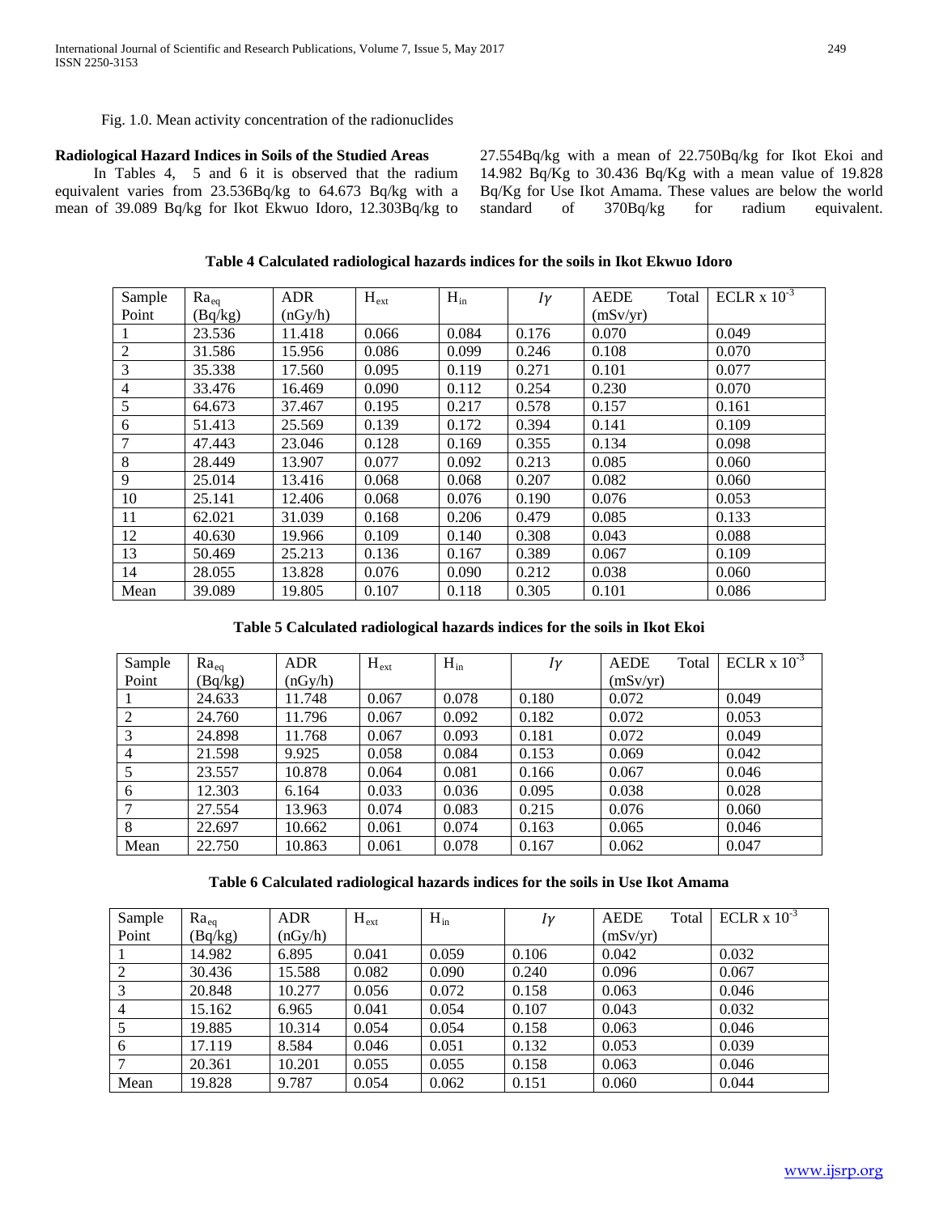Fig. 1.0. Mean activity concentration of the radionuclides

**Radiological Hazard Indices in Soils of the Studied Areas**

In Tables 4, 5 and 6 it is observed that the radium equivalent varies from 23.536Bq/kg to 64.673 Bq/kg with a mean of 39.089 Bq/kg for Ikot Ekwuo Idoro, 12.303Bq/kg to 27.554Bq/kg with a mean of 22.750Bq/kg for Ikot Ekoi and 14.982 Bq/Kg to 30.436 Bq/Kg with a mean value of 19.828 Bq/Kg for Use Ikot Amama. These values are below the world standard of 370Bq/kg for radium equivalent.

**Table 4 Calculated radiological hazards indices for the soils in Ikot Ekwuo Idoro**

| Sample Point | $Ra_{eq}$ (Bq/kg) | ADR (nGy/h) | $H_{ext}$ | $H_{in}$ | $I\gamma$ | AEDE Total (mSv/yr) | ECLR x $10^{-3}$ |
|---|---|---|---|---|---|---|---|
| 1 | 23.536 | 11.418 | 0.066 | 0.084 | 0.176 | 0.070 | 0.049 |
| 2 | 31.586 | 15.956 | 0.086 | 0.099 | 0.246 | 0.108 | 0.070 |
| 3 | 35.338 | 17.560 | 0.095 | 0.119 | 0.271 | 0.101 | 0.077 |
| 4 | 33.476 | 16.469 | 0.090 | 0.112 | 0.254 | 0.230 | 0.070 |
| 5 | 64.673 | 37.467 | 0.195 | 0.217 | 0.578 | 0.157 | 0.161 |
| 6 | 51.413 | 25.569 | 0.139 | 0.172 | 0.394 | 0.141 | 0.109 |
| 7 | 47.443 | 23.046 | 0.128 | 0.169 | 0.355 | 0.134 | 0.098 |
| 8 | 28.449 | 13.907 | 0.077 | 0.092 | 0.213 | 0.085 | 0.060 |
| 9 | 25.014 | 13.416 | 0.068 | 0.068 | 0.207 | 0.082 | 0.060 |
| 10 | 25.141 | 12.406 | 0.068 | 0.076 | 0.190 | 0.076 | 0.053 |
| 11 | 62.021 | 31.039 | 0.168 | 0.206 | 0.479 | 0.085 | 0.133 |
| 12 | 40.630 | 19.966 | 0.109 | 0.140 | 0.308 | 0.043 | 0.088 |
| 13 | 50.469 | 25.213 | 0.136 | 0.167 | 0.389 | 0.067 | 0.109 |
| 14 | 28.055 | 13.828 | 0.076 | 0.090 | 0.212 | 0.038 | 0.060 |
| Mean | 39.089 | 19.805 | 0.107 | 0.118 | 0.305 | 0.101 | 0.086 |

**Table 5 Calculated radiological hazards indices for the soils in Ikot Ekoi**

| Sample Point | $Ra_{eq}$ (Bq/kg) | ADR (nGy/h) | $H_{ext}$ | $H_{in}$ | $I\gamma$ | AEDE Total (mSv/yr) | ECLR x $10^{-3}$ |
|---|---|---|---|---|---|---|---|
| 1 | 24.633 | 11.748 | 0.067 | 0.078 | 0.180 | 0.072 | 0.049 |
| 2 | 24.760 | 11.796 | 0.067 | 0.092 | 0.182 | 0.072 | 0.053 |
| 3 | 24.898 | 11.768 | 0.067 | 0.093 | 0.181 | 0.072 | 0.049 |
| 4 | 21.598 | 9.925 | 0.058 | 0.084 | 0.153 | 0.069 | 0.042 |
| 5 | 23.557 | 10.878 | 0.064 | 0.081 | 0.166 | 0.067 | 0.046 |
| 6 | 12.303 | 6.164 | 0.033 | 0.036 | 0.095 | 0.038 | 0.028 |
| 7 | 27.554 | 13.963 | 0.074 | 0.083 | 0.215 | 0.076 | 0.060 |
| 8 | 22.697 | 10.662 | 0.061 | 0.074 | 0.163 | 0.065 | 0.046 |
| Mean | 22.750 | 10.863 | 0.061 | 0.078 | 0.167 | 0.062 | 0.047 |

**Table 6 Calculated radiological hazards indices for the soils in Use Ikot Amama**

| Sample Point | $Ra_{eq}$ (Bq/kg) | ADR (nGy/h) | $H_{ext}$ | $H_{in}$ | $I\gamma$ | AEDE Total (mSv/yr) | ECLR x $10^{-3}$ |
|---|---|---|---|---|---|---|---|
| 1 | 14.982 | 6.895 | 0.041 | 0.059 | 0.106 | 0.042 | 0.032 |
| 2 | 30.436 | 15.588 | 0.082 | 0.090 | 0.240 | 0.096 | 0.067 |
| 3 | 20.848 | 10.277 | 0.056 | 0.072 | 0.158 | 0.063 | 0.046 |
| 4 | 15.162 | 6.965 | 0.041 | 0.054 | 0.107 | 0.043 | 0.032 |
| 5 | 19.885 | 10.314 | 0.054 | 0.054 | 0.158 | 0.063 | 0.046 |
| 6 | 17.119 | 8.584 | 0.046 | 0.051 | 0.132 | 0.053 | 0.039 |
| 7 | 20.361 | 10.201 | 0.055 | 0.055 | 0.158 | 0.063 | 0.046 |
| Mean | 19.828 | 9.787 | 0.054 | 0.062 | 0.151 | 0.060 | 0.044 |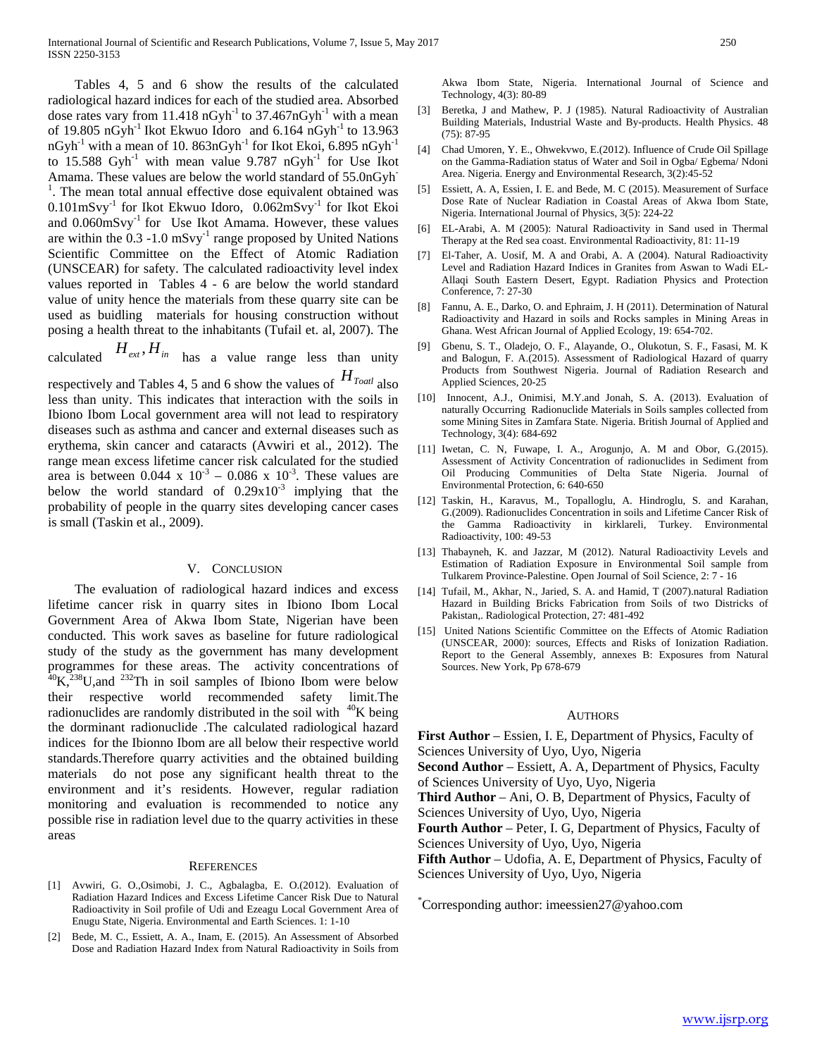Tables 4, 5 and 6 show the results of the calculated radiological hazard indices for each of the studied area. Absorbed dose rates vary from 11.418 $nGyh^{-1}$ to 37.467$nGyh^{-1}$ with a mean of 19.805 $nGyh^{-1}$ Ikot Ekwuo Idoro and 6.164 $nGyh^{-1}$ to 13.963 $nGyh^{-1}$ with a mean of 10. 863$nGyh^{-1}$ for Ikot Ekoi, 6.895 $nGyh^{-1}$ to 15.588 $Gyh^{-1}$ with mean value 9.787 $nGyh^{-1}$ for Use Ikot Amama. These values are below the world standard of 55.0$nGyh^{-1}$. The mean total annual effective dose equivalent obtained was 0.101$mSvy^{-1}$ for Ikot Ekwuo Idoro, 0.062$mSvy^{-1}$ for Ikot Ekoi and 0.060$mSvy^{-1}$ for Use Ikot Amama. However, these values are within the 0.3 -1.0 $mSvy^{-1}$ range proposed by United Nations Scientific Committee on the Effect of Atomic Radiation (UNSCEAR) for safety. The calculated radioactivity level index values reported in Tables 4 - 6 are below the world standard value of unity hence the materials from these quarry site can be used as buidling materials for housing construction without posing a health threat to the inhabitants (Tufail et. al, 2007). The calculated $H_{ext}, H_{in}$ has a value range less than unity respectively and Tables 4, 5 and 6 show the values of $H_{Toatl}$ also less than unity. This indicates that interaction with the soils in Ibiono Ibom Local government area will not lead to respiratory diseases such as asthma and cancer and external diseases such as erythema, skin cancer and cataracts (Avwiri et al., 2012). The range mean excess lifetime cancer risk calculated for the studied area is between 0.044 x $10^{-3}$ – 0.086 x $10^{-3}$. These values are below the world standard of 0.29x$10^{-3}$ implying that the probability of people in the quarry sites developing cancer cases is small (Taskin et al., 2009).

## V. Conclusion

The evaluation of radiological hazard indices and excess lifetime cancer risk in quarry sites in Ibiono Ibom Local Government Area of Akwa Ibom State, Nigerian have been conducted. This work saves as baseline for future radiological study of the study as the government has many development programmes for these areas. The activity concentrations of $^{40}K$,$^{238}U$,and $^{232}Th$ in soil samples of Ibiono Ibom were below their respective world recommended safety limit.The radionuclides are randomly distributed in the soil with $^{40}K$ being the dorminant radionuclide .The calculated radiological hazard indices for the Ibionno Ibom are all below their respective world standards.Therefore quarry activities and the obtained building materials do not pose any significant health threat to the environment and it's residents. However, regular radiation monitoring and evaluation is recommended to notice any possible rise in radiation level due to the quarry activities in these areas

## References

[1] Avwiri, G. O.,Osimobi, J. C., Agbalagba, E. O.(2012). Evaluation of Radiation Hazard Indices and Excess Lifetime Cancer Risk Due to Natural Radioactivity in Soil profile of Udi and Ezeagu Local Government Area of Enugu State, Nigeria. Environmental and Earth Sciences. 1: 1-10

[2] Bede, M. C., Essiett, A. A., Inam, E. (2015). An Assessment of Absorbed Dose and Radiation Hazard Index from Natural Radioactivity in Soils from Akwa Ibom State, Nigeria. International Journal of Science and Technology, 4(3): 80-89

[3] Beretka, J and Mathew, P. J (1985). Natural Radioactivity of Australian Building Materials, Industrial Waste and By-products. Health Physics. 48 (75): 87-95

[4] Chad Umoren, Y. E., Ohwekvwo, E.(2012). Influence of Crude Oil Spillage on the Gamma-Radiation status of Water and Soil in Ogba/ Egbema/ Ndoni Area. Nigeria. Energy and Environmental Research, 3(2):45-52

[5] Essiett, A. A, Essien, I. E. and Bede, M. C (2015). Measurement of Surface Dose Rate of Nuclear Radiation in Coastal Areas of Akwa Ibom State, Nigeria. International Journal of Physics, 3(5): 224-22

[6] EL-Arabi, A. M (2005): Natural Radioactivity in Sand used in Thermal Therapy at the Red sea coast. Environmental Radioactivity, 81: 11-19

[7] El-Taher, A. Uosif, M. A and Orabi, A. A (2004). Natural Radioactivity Level and Radiation Hazard Indices in Granites from Aswan to Wadi EL-Allaqi South Eastern Desert, Egypt. Radiation Physics and Protection Conference, 7: 27-30

[8] Fannu, A. E., Darko, O. and Ephraim, J. H (2011). Determination of Natural Radioactivity and Hazard in soils and Rocks samples in Mining Areas in Ghana. West African Journal of Applied Ecology, 19: 654-702.

[9] Gbenu, S. T., Oladejo, O. F., Alayande, O., Olukotun, S. F., Fasasi, M. K and Balogun, F. A.(2015). Assessment of Radiological Hazard of quarry Products from Southwest Nigeria. Journal of Radiation Research and Applied Sciences, 20-25

[10] Innocent, A.J., Onimisi, M.Y.and Jonah, S. A. (2013). Evaluation of naturally Occurring Radionuclide Materials in Soils samples collected from some Mining Sites in Zamfara State. Nigeria. British Journal of Applied and Technology, 3(4): 684-692

[11] Iwetan, C. N, Fuwape, I. A., Arogunjo, A. M and Obor, G.(2015). Assessment of Activity Concentration of radionuclides in Sediment from Oil Producing Communities of Delta State Nigeria. Journal of Environmental Protection, 6: 640-650

[12] Taskin, H., Karavus, M., Topalloglu, A. Hindroglu, S. and Karahan, G.(2009). Radionuclides Concentration in soils and Lifetime Cancer Risk of the Gamma Radioactivity in kirklareli, Turkey. Environmental Radioactivity, 100: 49-53

[13] Thabayneh, K. and Jazzar, M (2012). Natural Radioactivity Levels and Estimation of Radiation Exposure in Environmental Soil sample from Tulkarem Province-Palestine. Open Journal of Soil Science, 2: 7 - 16

[14] Tufail, M., Akhar, N., Jaried, S. A. and Hamid, T (2007).natural Radiation Hazard in Building Bricks Fabrication from Soils of two Districks of Pakistan,. Radiological Protection, 27: 481-492

[15] United Nations Scientific Committee on the Effects of Atomic Radiation (UNSCEAR, 2000): sources, Effects and Risks of Ionization Radiation. Report to the General Assembly, annexes B: Exposures from Natural Sources. New York, Pp 678-679

## Authors

**First Author** – Essien, I. E, Department of Physics, Faculty of Sciences University of Uyo, Uyo, Nigeria

**Second Author** – Essiett, A. A, Department of Physics, Faculty of Sciences University of Uyo, Uyo, Nigeria

**Third Author** – Ani, O. B, Department of Physics, Faculty of Sciences University of Uyo, Uyo, Nigeria

**Fourth Author** – Peter, I. G, Department of Physics, Faculty of Sciences University of Uyo, Uyo, Nigeria

**Fifth Author** – Udofia, A. E, Department of Physics, Faculty of Sciences University of Uyo, Uyo, Nigeria

*Corresponding author: imeessien27@yahoo.com